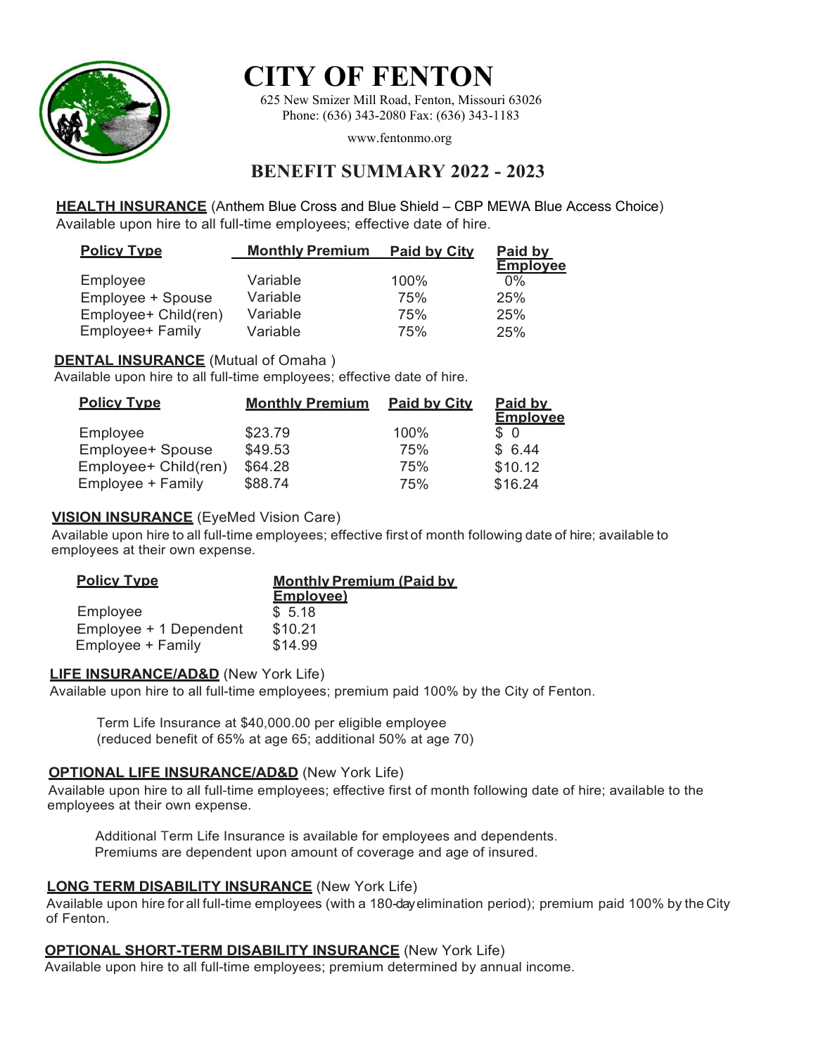# CITY OF FENTON

625 New Smizer Mill Road, Fenton, Missouri 63026
Phone: (636) 343-2080 Fax: (636) 343-1183

www.fentonmo.org

## BENEFIT SUMMARY 2022 - 2023

**HEALTH INSURANCE** (Anthem Blue Cross and Blue Shield – CBP MEWA Blue Access Choice)
Available upon hire to all full-time employees; effective date of hire.

| Policy Type | Monthly Premium | Paid by City | Paid by Employee |
|---|---|---|---|
| Employee | Variable | 100% | 0% |
| Employee + Spouse | Variable | 75% | 25% |
| Employee+ Child(ren) | Variable | 75% | 25% |
| Employee+ Family | Variable | 75% | 25% |

**DENTAL INSURANCE** (Mutual of Omaha )
Available upon hire to all full-time employees; effective date of hire.

| Policy Type | Monthly Premium | Paid by City | Paid by Employee |
|---|---|---|---|
| Employee | $23.79 | 100% | $ 0 |
| Employee+ Spouse | $49.53 | 75% | $ 6.44 |
| Employee+ Child(ren) | $64.28 | 75% | $10.12 |
| Employee + Family | $88.74 | 75% | $16.24 |

**VISION INSURANCE** (EyeMed Vision Care)
Available upon hire to all full-time employees; effective first of month following date of hire; available to employees at their own expense.

| Policy Type | Monthly Premium (Paid by Employee) |
|---|---|
| Employee | $ 5.18 |
| Employee + 1 Dependent | $10.21 |
| Employee + Family | $14.99 |

**LIFE INSURANCE/AD&D** (New York Life)
Available upon hire to all full-time employees; premium paid 100% by the City of Fenton.

Term Life Insurance at $40,000.00 per eligible employee
(reduced benefit of 65% at age 65; additional 50% at age 70)

**OPTIONAL LIFE INSURANCE/AD&D** (New York Life)
Available upon hire to all full-time employees; effective first of month following date of hire; available to the employees at their own expense.

Additional Term Life Insurance is available for employees and dependents.
Premiums are dependent upon amount of coverage and age of insured.

**LONG TERM DISABILITY INSURANCE** (New York Life)
Available upon hire for all full-time employees (with a 180-day elimination period); premium paid 100% by the City of Fenton.

**OPTIONAL SHORT-TERM DISABILITY INSURANCE** (New York Life)
Available upon hire to all full-time employees; premium determined by annual income.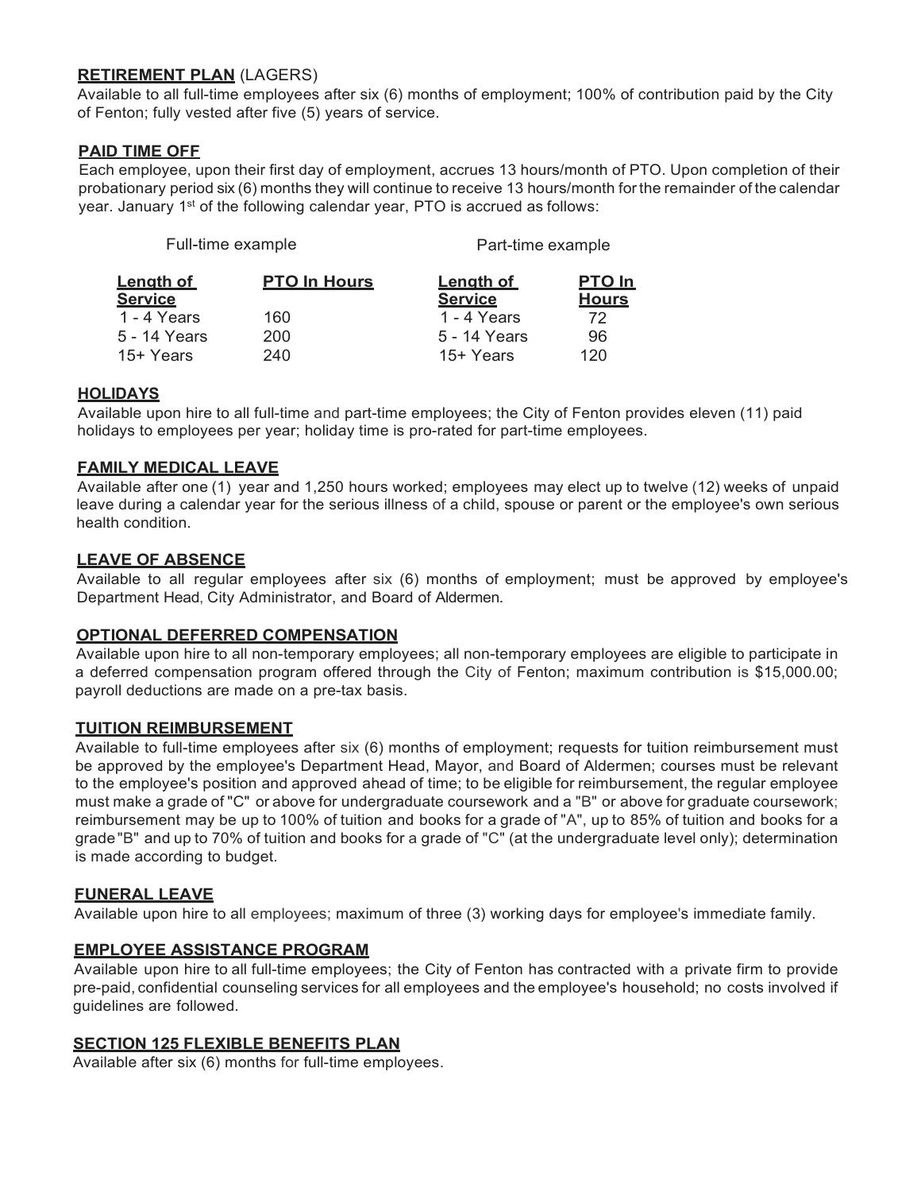**RETIREMENT PLAN** (LAGERS)

Available to all full-time employees after six (6) months of employment; 100% of contribution paid by the City of Fenton; fully vested after five (5) years of service.

**PAID TIME OFF**

Each employee, upon their first day of employment, accrues 13 hours/month of PTO. Upon completion of their probationary period six (6) months they will continue to receive 13 hours/month for the remainder of the calendar year. January 1st of the following calendar year, PTO is accrued as follows:

| Full-time example | | Part-time example | |
|---|---|---|---|
| **Length of Service** | **PTO In Hours** | **Length of Service** | **PTO In Hours** |
| 1 - 4 Years | 160 | 1 - 4 Years | 72 |
| 5 - 14 Years | 200 | 5 - 14 Years | 96 |
| 15+ Years | 240 | 15+ Years | 120 |

**HOLIDAYS**

Available upon hire to all full-time and part-time employees; the City of Fenton provides eleven (11) paid holidays to employees per year; holiday time is pro-rated for part-time employees.

**FAMILY MEDICAL LEAVE**

Available after one (1) year and 1,250 hours worked; employees may elect up to twelve (12) weeks of unpaid leave during a calendar year for the serious illness of a child, spouse or parent or the employee's own serious health condition.

**LEAVE OF ABSENCE**

Available to all regular employees after six (6) months of employment; must be approved by employee's Department Head, City Administrator, and Board of Aldermen.

**OPTIONAL DEFERRED COMPENSATION**

Available upon hire to all non-temporary employees; all non-temporary employees are eligible to participate in a deferred compensation program offered through the City of Fenton; maximum contribution is $15,000.00; payroll deductions are made on a pre-tax basis.

**TUITION REIMBURSEMENT**

Available to full-time employees after six (6) months of employment; requests for tuition reimbursement must be approved by the employee's Department Head, Mayor, and Board of Aldermen; courses must be relevant to the employee's position and approved ahead of time; to be eligible for reimbursement, the regular employee must make a grade of "C" or above for undergraduate coursework and a "B" or above for graduate coursework; reimbursement may be up to 100% of tuition and books for a grade of "A", up to 85% of tuition and books for a grade "B" and up to 70% of tuition and books for a grade of "C" (at the undergraduate level only); determination is made according to budget.

**FUNERAL LEAVE**

Available upon hire to all employees; maximum of three (3) working days for employee's immediate family.

**EMPLOYEE ASSISTANCE PROGRAM**

Available upon hire to all full-time employees; the City of Fenton has contracted with a private firm to provide pre-paid, confidential counseling services for all employees and the employee's household; no costs involved if guidelines are followed.

**SECTION 125 FLEXIBLE BENEFITS PLAN**

Available after six (6) months for full-time employees.